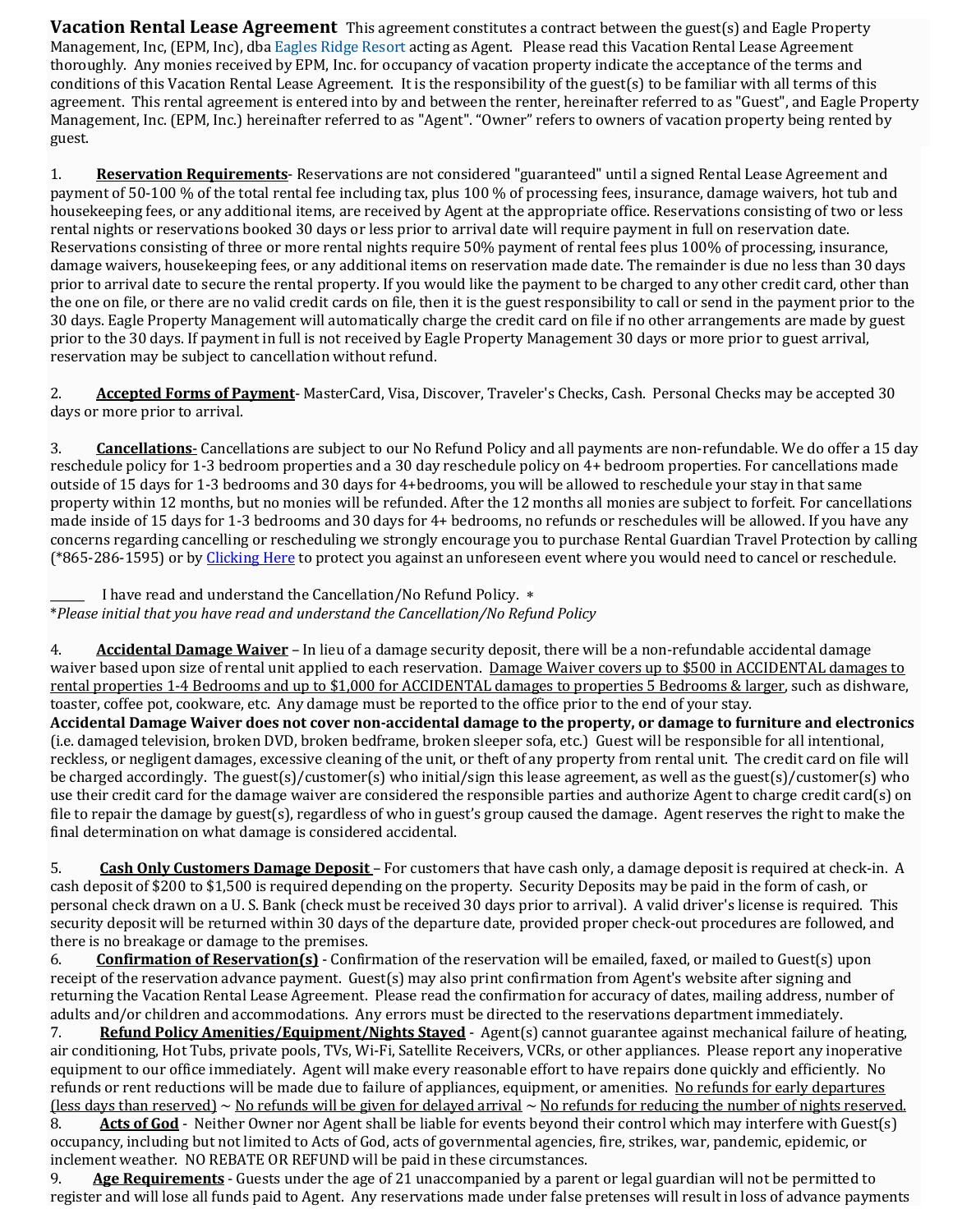**Vacation Rental Lease Agreement** This agreement constitutes a contract between the guest(s) and Eagle Property Management, Inc, (EPM, Inc), dba Eagles Ridge Resort acting as Agent. Please read this Vacation Rental Lease Agreement thoroughly. Any monies received by EPM, Inc. for occupancy of vacation property indicate the acceptance of the terms and conditions of this Vacation Rental Lease Agreement. It is the responsibility of the guest(s) to be familiar with all terms of this agreement. This rental agreement is entered into by and between the renter, hereinafter referred to as "Guest", and Eagle Property Management, Inc. (EPM, Inc.) hereinafter referred to as "Agent". "Owner" refers to owners of vacation property being rented by guest.

1. **Reservation Requirements**- Reservations are not considered "guaranteed" until a signed Rental Lease Agreement and payment of 50-100 % of the total rental fee including tax, plus 100 % of processing fees, insurance, damage waivers, hot tub and housekeeping fees, or any additional items, are received by Agent at the appropriate office. Reservations consisting of two or less rental nights or reservations booked 30 days or less prior to arrival date will require payment in full on reservation date. Reservations consisting of three or more rental nights require 50% payment of rental fees plus 100% of processing, insurance, damage waivers, housekeeping fees, or any additional items on reservation made date. The remainder is due no less than 30 days prior to arrival date to secure the rental property. If you would like the payment to be charged to any other credit card, other than the one on file, or there are no valid credit cards on file, then it is the guest responsibility to call or send in the payment prior to the 30 days. Eagle Property Management will automatically charge the credit card on file if no other arrangements are made by guest prior to the 30 days. If payment in full is not received by Eagle Property Management 30 days or more prior to guest arrival, reservation may be subject to cancellation without refund.

2. **Accepted Forms of Payment**- MasterCard, Visa, Discover, Traveler's Checks, Cash. Personal Checks may be accepted 30 days or more prior to arrival.

3. **Cancellations**- Cancellations are subject to our No Refund Policy and all payments are non-refundable. We do offer a 15 day reschedule policy for 1-3 bedroom properties and a 30 day reschedule policy on 4+ bedroom properties. For cancellations made outside of 15 days for 1-3 bedrooms and 30 days for 4+bedrooms, you will be allowed to reschedule your stay in that same property within 12 months, but no monies will be refunded. After the 12 months all monies are subject to forfeit. For cancellations made inside of 15 days for 1-3 bedrooms and 30 days for 4+ bedrooms, no refunds or reschedules will be allowed. If you have any concerns regarding cancelling or rescheduling we strongly encourage you to purchase Rental Guardian Travel Protection by calling (*865-286-1595) or by Clicking Here to protect you against an unforeseen event where you would need to cancel or reschedule.

\_\_\_\_\_\_ I have read and understand the Cancellation/No Refund Policy. *
**Please initial that you have read and understand the Cancellation/No Refund Policy*

4. **Accidental Damage Waiver** – In lieu of a damage security deposit, there will be a non-refundable accidental damage waiver based upon size of rental unit applied to each reservation. Damage Waiver covers up to $500 in ACCIDENTAL damages to rental properties 1-4 Bedrooms and up to $1,000 for ACCIDENTAL damages to properties 5 Bedrooms & larger, such as dishware, toaster, coffee pot, cookware, etc. Any damage must be reported to the office prior to the end of your stay.
**Accidental Damage Waiver does not cover non-accidental damage to the property, or damage to furniture and electronics** (i.e. damaged television, broken DVD, broken bedframe, broken sleeper sofa, etc.) Guest will be responsible for all intentional, reckless, or negligent damages, excessive cleaning of the unit, or theft of any property from rental unit. The credit card on file will be charged accordingly. The guest(s)/customer(s) who initial/sign this lease agreement, as well as the guest(s)/customer(s) who use their credit card for the damage waiver are considered the responsible parties and authorize Agent to charge credit card(s) on file to repair the damage by guest(s), regardless of who in guest's group caused the damage. Agent reserves the right to make the final determination on what damage is considered accidental.

5. **Cash Only Customers Damage Deposit** – For customers that have cash only, a damage deposit is required at check-in. A cash deposit of $200 to $1,500 is required depending on the property. Security Deposits may be paid in the form of cash, or personal check drawn on a U. S. Bank (check must be received 30 days prior to arrival). A valid driver's license is required. This security deposit will be returned within 30 days of the departure date, provided proper check-out procedures are followed, and there is no breakage or damage to the premises.

6. **Confirmation of Reservation(s)** - Confirmation of the reservation will be emailed, faxed, or mailed to Guest(s) upon receipt of the reservation advance payment. Guest(s) may also print confirmation from Agent's website after signing and returning the Vacation Rental Lease Agreement. Please read the confirmation for accuracy of dates, mailing address, number of adults and/or children and accommodations. Any errors must be directed to the reservations department immediately.

7. **Refund Policy Amenities/Equipment/Nights Stayed** - Agent(s) cannot guarantee against mechanical failure of heating, air conditioning, Hot Tubs, private pools, TVs, Wi-Fi, Satellite Receivers, VCRs, or other appliances. Please report any inoperative equipment to our office immediately. Agent will make every reasonable effort to have repairs done quickly and efficiently. No refunds or rent reductions will be made due to failure of appliances, equipment, or amenities. No refunds for early departures (less days than reserved) ~ No refunds will be given for delayed arrival ~ No refunds for reducing the number of nights reserved.

8. **Acts of God** - Neither Owner nor Agent shall be liable for events beyond their control which may interfere with Guest(s) occupancy, including but not limited to Acts of God, acts of governmental agencies, fire, strikes, war, pandemic, epidemic, or inclement weather. NO REBATE OR REFUND will be paid in these circumstances.

9. **Age Requirements** - Guests under the age of 21 unaccompanied by a parent or legal guardian will not be permitted to register and will lose all funds paid to Agent. Any reservations made under false pretenses will result in loss of advance payments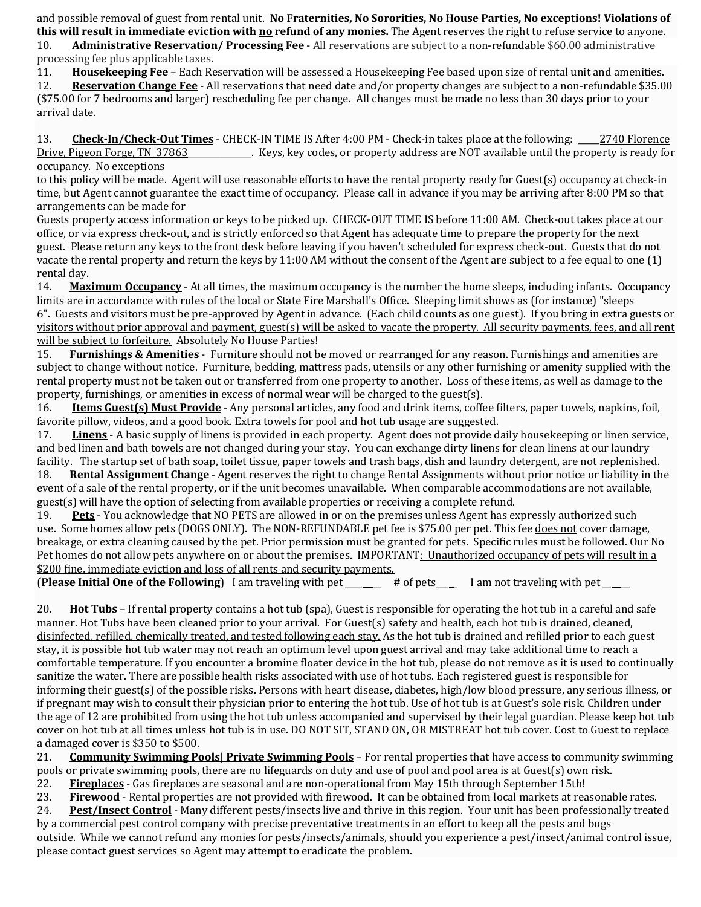and possible removal of guest from rental unit. **No Fraternities, No Sororities, No House Parties, No exceptions! Violations of this will result in immediate eviction with <u>no</u> refund of any monies.** The Agent reserves the right to refuse service to anyone.

10. **<u>Administrative Reservation/ Processing Fee</u>** - All reservations are subject to a non-refundable $60.00 administrative processing fee plus applicable taxes.

11. **<u>Housekeeping Fee</u>** – Each Reservation will be assessed a Housekeeping Fee based upon size of rental unit and amenities.

12. **<u>Reservation Change Fee</u>** - All reservations that need date and/or property changes are subject to a non-refundable $35.00 ($75.00 for 7 bedrooms and larger) rescheduling fee per change. All changes must be made no less than 30 days prior to your arrival date.

13. **<u>Check-In/Check-Out Times</u>** - CHECK-IN TIME IS After 4:00 PM - Check-in takes place at the following: <u>_____2740 Florence Drive, Pigeon Forge, TN_37863_______________</u>. Keys, key codes, or property address are NOT available until the property is ready for occupancy. No exceptions to this policy will be made. Agent will use reasonable efforts to have the rental property ready for Guest(s) occupancy at check-in time, but Agent cannot guarantee the exact time of occupancy. Please call in advance if you may be arriving after 8:00 PM so that arrangements can be made for Guests property access information or keys to be picked up. CHECK-OUT TIME IS before 11:00 AM. Check-out takes place at our office, or via express check-out, and is strictly enforced so that Agent has adequate time to prepare the property for the next guest. Please return any keys to the front desk before leaving if you haven't scheduled for express check-out. Guests that do not vacate the rental property and return the keys by 11:00 AM without the consent of the Agent are subject to a fee equal to one (1) rental day.

14. **<u>Maximum Occupancy</u>** - At all times, the maximum occupancy is the number the home sleeps, including infants. Occupancy limits are in accordance with rules of the local or State Fire Marshall's Office. Sleeping limit shows as (for instance) "sleeps 6". Guests and visitors must be pre-approved by Agent in advance. (Each child counts as one guest). <u>If you bring in extra guests or visitors without prior approval and payment, guest(s) will be asked to vacate the property. All security payments, fees, and all rent will be subject to forfeiture.</u> Absolutely No House Parties!

15. **<u>Furnishings & Amenities</u>** - Furniture should not be moved or rearranged for any reason. Furnishings and amenities are subject to change without notice. Furniture, bedding, mattress pads, utensils or any other furnishing or amenity supplied with the rental property must not be taken out or transferred from one property to another. Loss of these items, as well as damage to the property, furnishings, or amenities in excess of normal wear will be charged to the guest(s).

16. **<u>Items Guest(s) Must Provide</u>** - Any personal articles, any food and drink items, coffee filters, paper towels, napkins, foil, favorite pillow, videos, and a good book. Extra towels for pool and hot tub usage are suggested.

17. **<u>Linens</u>** - A basic supply of linens is provided in each property. Agent does not provide daily housekeeping or linen service, and bed linen and bath towels are not changed during your stay. You can exchange dirty linens for clean linens at our laundry facility. The startup set of bath soap, toilet tissue, paper towels and trash bags, dish and laundry detergent, are not replenished.

18. **<u>Rental Assignment Change</u>** - Agent reserves the right to change Rental Assignments without prior notice or liability in the event of a sale of the rental property, or if the unit becomes unavailable. When comparable accommodations are not available, guest(s) will have the option of selecting from available properties or receiving a complete refund.

19. **<u>Pets</u>** - You acknowledge that NO PETS are allowed in or on the premises unless Agent has expressly authorized such use. Some homes allow pets (DOGS ONLY). The NON-REFUNDABLE pet fee is $75.00 per pet. This fee <u>does not</u> cover damage, breakage, or extra cleaning caused by the pet. Prior permission must be granted for pets. Specific rules must be followed. Our No Pet homes do not allow pets anywhere on or about the premises. IMPORTANT<u>: Unauthorized occupancy of pets will result in a $200 fine, immediate eviction and loss of all rents and security payments.</u>

(**Please Initial One of the Following**) I am traveling with pet _______ # of pets____ I am not traveling with pet ______

20. **<u>Hot Tubs</u>** – If rental property contains a hot tub (spa), Guest is responsible for operating the hot tub in a careful and safe manner. Hot Tubs have been cleaned prior to your arrival. <u>For Guest(s) safety and health, each hot tub is drained, cleaned, disinfected, refilled, chemically treated, and tested following each stay.</u> As the hot tub is drained and refilled prior to each guest stay, it is possible hot tub water may not reach an optimum level upon guest arrival and may take additional time to reach a comfortable temperature. If you encounter a bromine floater device in the hot tub, please do not remove as it is used to continually sanitize the water. There are possible health risks associated with use of hot tubs. Each registered guest is responsible for informing their guest(s) of the possible risks. Persons with heart disease, diabetes, high/low blood pressure, any serious illness, or if pregnant may wish to consult their physician prior to entering the hot tub. Use of hot tub is at Guest's sole risk. Children under the age of 12 are prohibited from using the hot tub unless accompanied and supervised by their legal guardian. Please keep hot tub cover on hot tub at all times unless hot tub is in use. DO NOT SIT, STAND ON, OR MISTREAT hot tub cover. Cost to Guest to replace a damaged cover is $350 to $500.

21. **<u>Community Swimming Pools| Private Swimming Pools</u>** – For rental properties that have access to community swimming pools or private swimming pools, there are no lifeguards on duty and use of pool and pool area is at Guest(s) own risk.

22. **<u>Fireplaces</u>** - Gas fireplaces are seasonal and are non-operational from May 15th through September 15th!

23. **<u>Firewood</u>** - Rental properties are not provided with firewood. It can be obtained from local markets at reasonable rates.

24. **<u>Pest/Insect Control</u>** - Many different pests/insects live and thrive in this region. Your unit has been professionally treated by a commercial pest control company with precise preventative treatments in an effort to keep all the pests and bugs outside. While we cannot refund any monies for pests/insects/animals, should you experience a pest/insect/animal control issue, please contact guest services so Agent may attempt to eradicate the problem.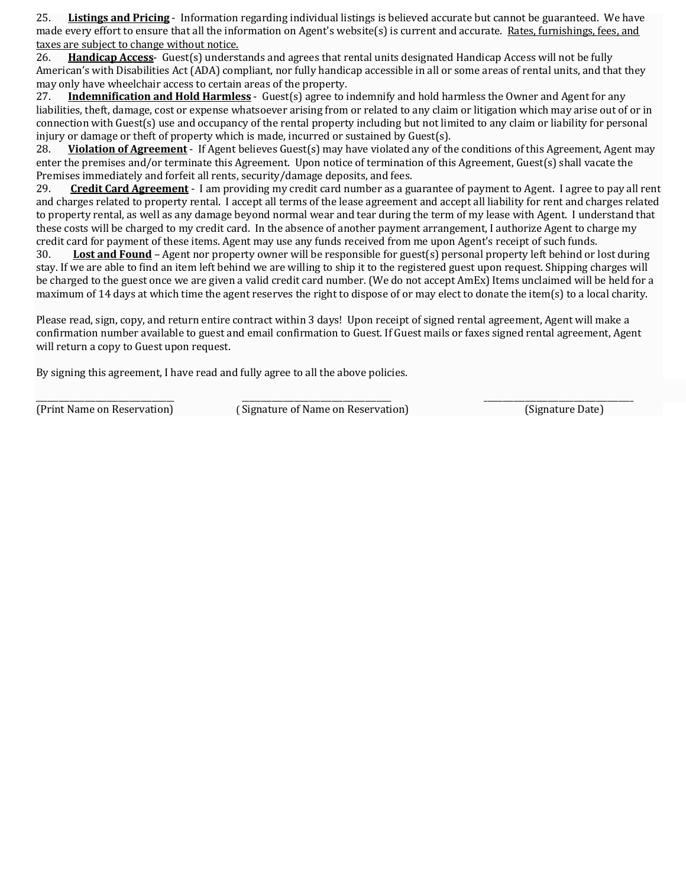25. **Listings and Pricing** - Information regarding individual listings is believed accurate but cannot be guaranteed. We have made every effort to ensure that all the information on Agent's website(s) is current and accurate. Rates, furnishings, fees, and taxes are subject to change without notice.

26. **Handicap Access**- Guest(s) understands and agrees that rental units designated Handicap Access will not be fully American's with Disabilities Act (ADA) compliant, nor fully handicap accessible in all or some areas of rental units, and that they may only have wheelchair access to certain areas of the property.

27. **Indemnification and Hold Harmless** - Guest(s) agree to indemnify and hold harmless the Owner and Agent for any liabilities, theft, damage, cost or expense whatsoever arising from or related to any claim or litigation which may arise out of or in connection with Guest(s) use and occupancy of the rental property including but not limited to any claim or liability for personal injury or damage or theft of property which is made, incurred or sustained by Guest(s).

28. **Violation of Agreement** - If Agent believes Guest(s) may have violated any of the conditions of this Agreement, Agent may enter the premises and/or terminate this Agreement. Upon notice of termination of this Agreement, Guest(s) shall vacate the Premises immediately and forfeit all rents, security/damage deposits, and fees.

29. **Credit Card Agreement** - I am providing my credit card number as a guarantee of payment to Agent. I agree to pay all rent and charges related to property rental. I accept all terms of the lease agreement and accept all liability for rent and charges related to property rental, as well as any damage beyond normal wear and tear during the term of my lease with Agent. I understand that these costs will be charged to my credit card. In the absence of another payment arrangement, I authorize Agent to charge my credit card for payment of these items. Agent may use any funds received from me upon Agent's receipt of such funds.

30. **Lost and Found** – Agent nor property owner will be responsible for guest(s) personal property left behind or lost during stay. If we are able to find an item left behind we are willing to ship it to the registered guest upon request. Shipping charges will be charged to the guest once we are given a valid credit card number. (We do not accept AmEx) Items unclaimed will be held for a maximum of 14 days at which time the agent reserves the right to dispose of or may elect to donate the item(s) to a local charity.

Please read, sign, copy, and return entire contract within 3 days! Upon receipt of signed rental agreement, Agent will make a confirmation number available to guest and email confirmation to Guest. If Guest mails or faxes signed rental agreement, Agent will return a copy to Guest upon request.

By signing this agreement, I have read and fully agree to all the above policies.

| | | |
|---|---|---|
| ______________________________ | ________________________________ | ________________________________ |
| (Print Name on Reservation) | (Signature of Name on Reservation) | (Signature Date) |